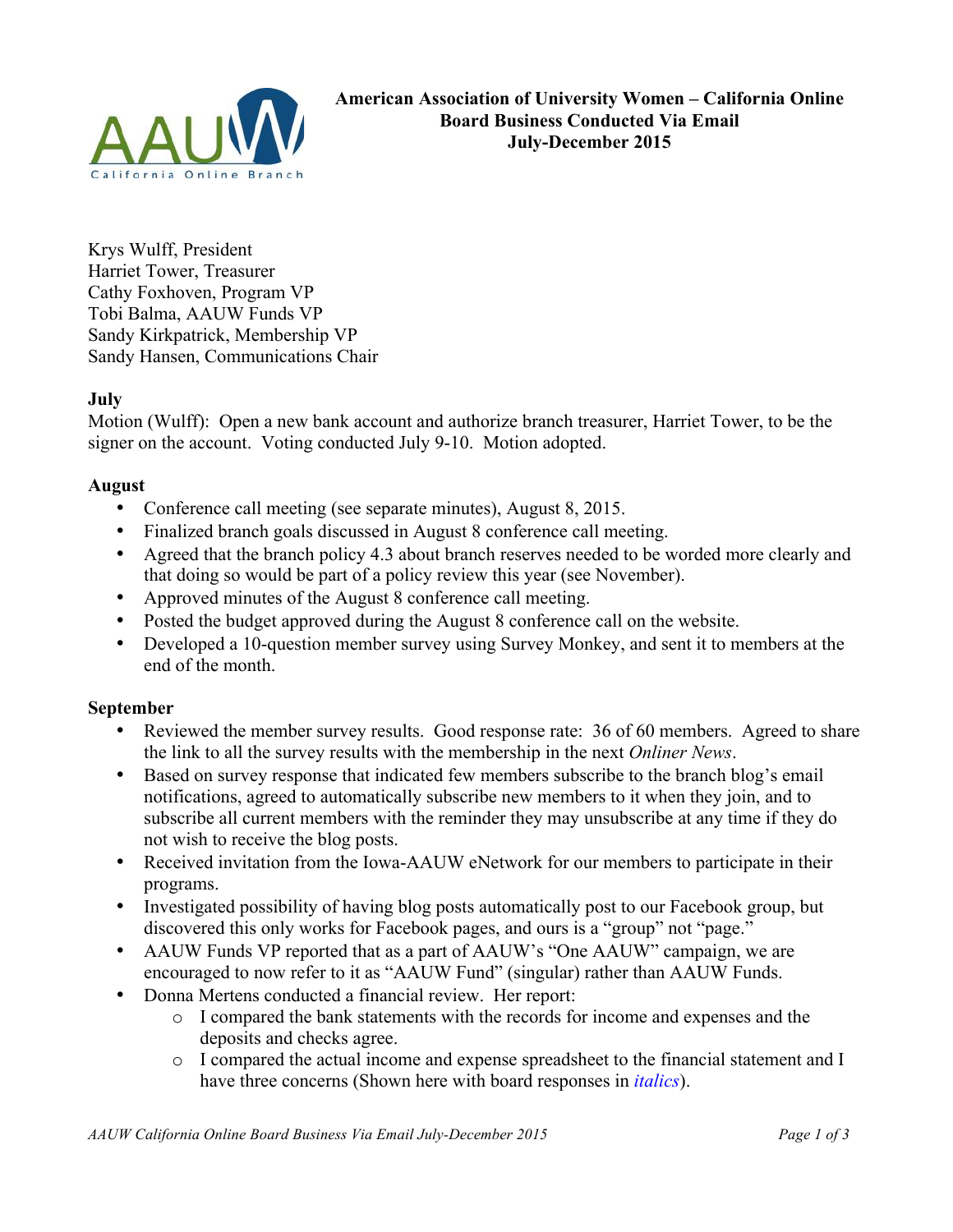**American Association of University Women – California Online**
**Board Business Conducted Via Email**
**July-December 2015**

Krys Wulff, President
Harriet Tower, Treasurer
Cathy Foxhoven, Program VP
Tobi Balma, AAUW Funds VP
Sandy Kirkpatrick, Membership VP
Sandy Hansen, Communications Chair

**July**

Motion (Wulff): Open a new bank account and authorize branch treasurer, Harriet Tower, to be the signer on the account. Voting conducted July 9-10. Motion adopted.

**August**

- Conference call meeting (see separate minutes), August 8, 2015.
- Finalized branch goals discussed in August 8 conference call meeting.
- Agreed that the branch policy 4.3 about branch reserves needed to be worded more clearly and that doing so would be part of a policy review this year (see November).
- Approved minutes of the August 8 conference call meeting.
- Posted the budget approved during the August 8 conference call on the website.
- Developed a 10-question member survey using Survey Monkey, and sent it to members at the end of the month.

**September**

- Reviewed the member survey results. Good response rate: 36 of 60 members. Agreed to share the link to all the survey results with the membership in the next *Onliner News*.
- Based on survey response that indicated few members subscribe to the branch blog's email notifications, agreed to automatically subscribe new members to it when they join, and to subscribe all current members with the reminder they may unsubscribe at any time if they do not wish to receive the blog posts.
- Received invitation from the Iowa-AAUW eNetwork for our members to participate in their programs.
- Investigated possibility of having blog posts automatically post to our Facebook group, but discovered this only works for Facebook pages, and ours is a "group" not "page."
- AAUW Funds VP reported that as a part of AAUW's "One AAUW" campaign, we are encouraged to now refer to it as "AAUW Fund" (singular) rather than AAUW Funds.
- Donna Mertens conducted a financial review. Her report:
  - I compared the bank statements with the records for income and expenses and the deposits and checks agree.
  - I compared the actual income and expense spreadsheet to the financial statement and I have three concerns (Shown here with board responses in *italics*).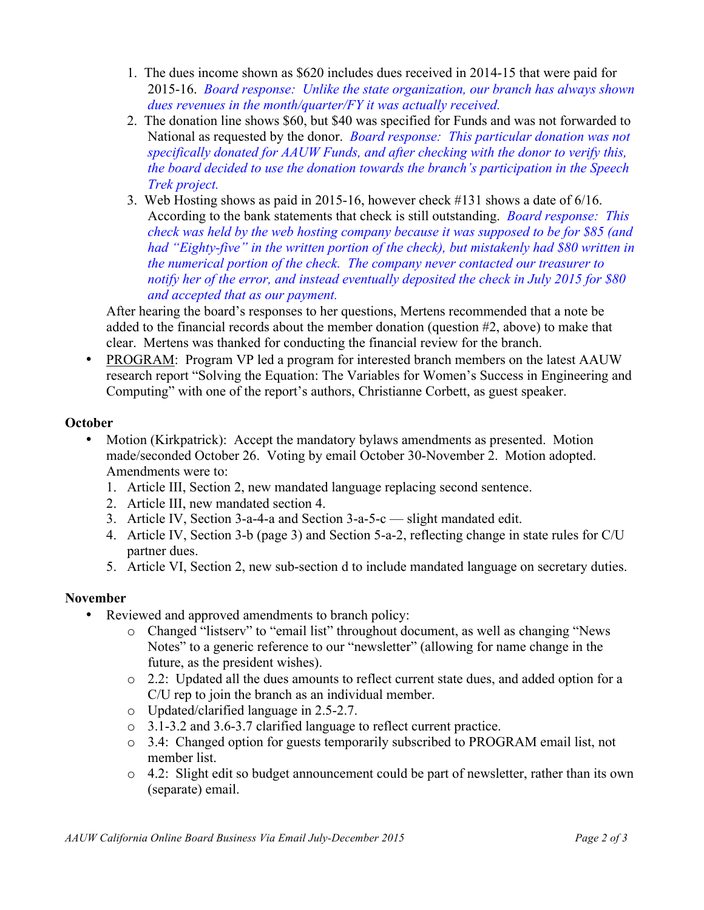1. The dues income shown as $620 includes dues received in 2014-15 that were paid for 2015-16. *Board response: Unlike the state organization, our branch has always shown dues revenues in the month/quarter/FY it was actually received.*
2. The donation line shows $60, but $40 was specified for Funds and was not forwarded to National as requested by the donor. *Board response: This particular donation was not specifically donated for AAUW Funds, and after checking with the donor to verify this, the board decided to use the donation towards the branch's participation in the Speech Trek project.*
3. Web Hosting shows as paid in 2015-16, however check #131 shows a date of 6/16. According to the bank statements that check is still outstanding. *Board response: This check was held by the web hosting company because it was supposed to be for $85 (and had "Eighty-five" in the written portion of the check), but mistakenly had $80 written in the numerical portion of the check. The company never contacted our treasurer to notify her of the error, and instead eventually deposited the check in July 2015 for $80 and accepted that as our payment.*

After hearing the board's responses to her questions, Mertens recommended that a note be added to the financial records about the member donation (question #2, above) to make that clear. Mertens was thanked for conducting the financial review for the branch.

- PROGRAM: Program VP led a program for interested branch members on the latest AAUW research report "Solving the Equation: The Variables for Women's Success in Engineering and Computing" with one of the report's authors, Christianne Corbett, as guest speaker.

**October**

- Motion (Kirkpatrick): Accept the mandatory bylaws amendments as presented. Motion made/seconded October 26. Voting by email October 30-November 2. Motion adopted. Amendments were to:
  1. Article III, Section 2, new mandated language replacing second sentence.
  2. Article III, new mandated section 4.
  3. Article IV, Section 3-a-4-a and Section 3-a-5-c — slight mandated edit.
  4. Article IV, Section 3-b (page 3) and Section 5-a-2, reflecting change in state rules for C/U partner dues.
  5. Article VI, Section 2, new sub-section d to include mandated language on secretary duties.

**November**

- Reviewed and approved amendments to branch policy:
  - Changed "listserv" to "email list" throughout document, as well as changing "News Notes" to a generic reference to our "newsletter" (allowing for name change in the future, as the president wishes).
  - 2.2: Updated all the dues amounts to reflect current state dues, and added option for a C/U rep to join the branch as an individual member.
  - Updated/clarified language in 2.5-2.7.
  - 3.1-3.2 and 3.6-3.7 clarified language to reflect current practice.
  - 3.4: Changed option for guests temporarily subscribed to PROGRAM email list, not member list.
  - 4.2: Slight edit so budget announcement could be part of newsletter, rather than its own (separate) email.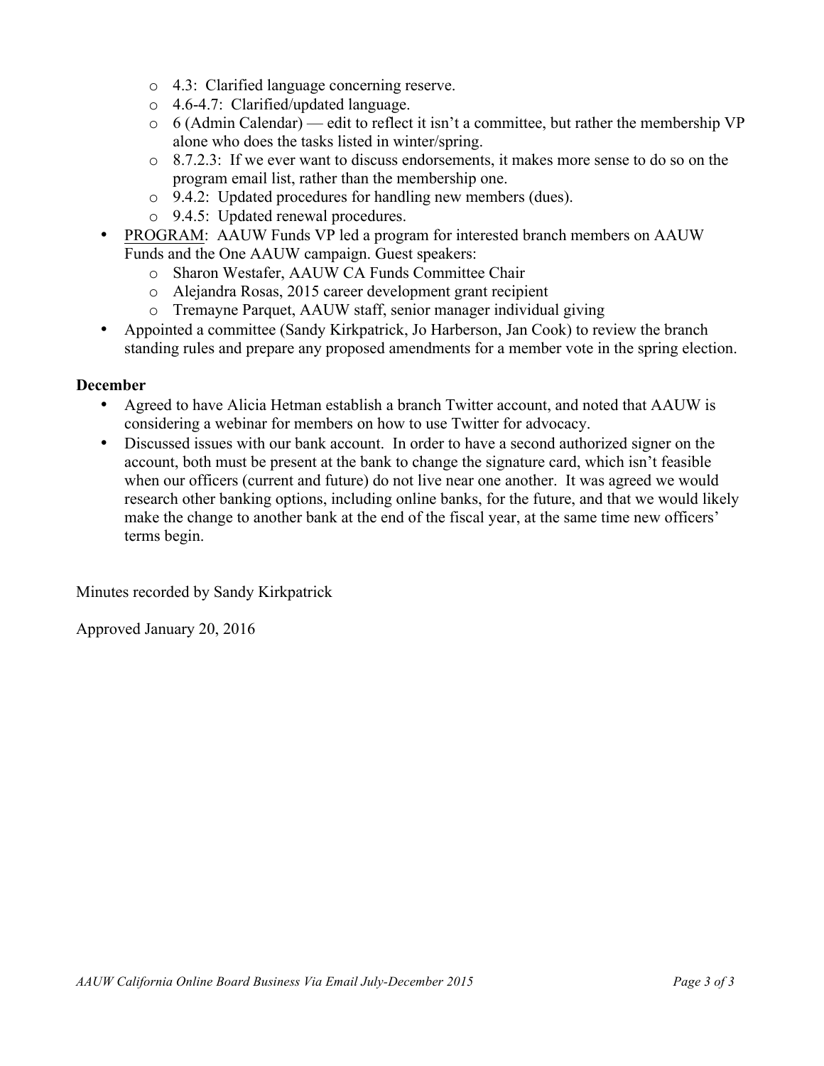- 4.3: Clarified language concerning reserve.
  - 4.6-4.7: Clarified/updated language.
  - 6 (Admin Calendar) — edit to reflect it isn't a committee, but rather the membership VP alone who does the tasks listed in winter/spring.
  - 8.7.2.3: If we ever want to discuss endorsements, it makes more sense to do so on the program email list, rather than the membership one.
  - 9.4.2: Updated procedures for handling new members (dues).
  - 9.4.5: Updated renewal procedures.
- PROGRAM: AAUW Funds VP led a program for interested branch members on AAUW Funds and the One AAUW campaign. Guest speakers:
  - Sharon Westafer, AAUW CA Funds Committee Chair
  - Alejandra Rosas, 2015 career development grant recipient
  - Tremayne Parquet, AAUW staff, senior manager individual giving
- Appointed a committee (Sandy Kirkpatrick, Jo Harberson, Jan Cook) to review the branch standing rules and prepare any proposed amendments for a member vote in the spring election.

**December**

- Agreed to have Alicia Hetman establish a branch Twitter account, and noted that AAUW is considering a webinar for members on how to use Twitter for advocacy.
- Discussed issues with our bank account. In order to have a second authorized signer on the account, both must be present at the bank to change the signature card, which isn't feasible when our officers (current and future) do not live near one another. It was agreed we would research other banking options, including online banks, for the future, and that we would likely make the change to another bank at the end of the fiscal year, at the same time new officers' terms begin.

Minutes recorded by Sandy Kirkpatrick

Approved January 20, 2016